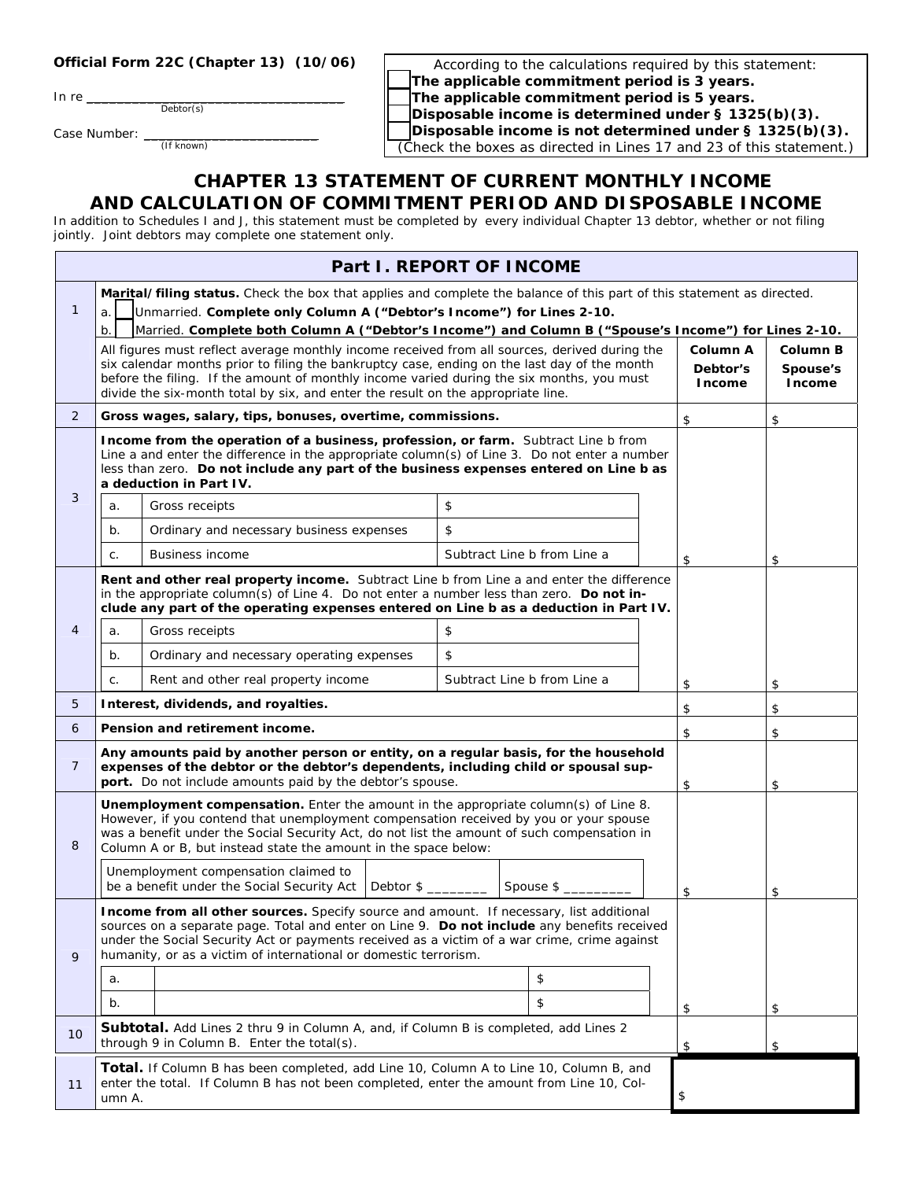**Official Form 22C (Chapter 13) (10/06)**

In re ___________________________________
Debtor(s)

Case Number: ________________________
(If known)

According to the calculations required by this statement:
☐ **The applicable commitment period is 3 years.**
☐ **The applicable commitment period is 5 years.**
☐ **Disposable income is determined under § 1325(b)(3).**
☐ **Disposable income is not determined under § 1325(b)(3).**
(Check the boxes as directed in Lines 17 and 23 of this statement.)

# CHAPTER 13 STATEMENT OF CURRENT MONTHLY INCOME AND CALCULATION OF COMMITMENT PERIOD AND DISPOSABLE INCOME

In addition to Schedules I and J, this statement must be completed by every individual Chapter 13 debtor, whether or not filing jointly. Joint debtors may complete one statement only.

## Part I. REPORT OF INCOME

| | | Column A Debtor's Income | Column B Spouse's Income |
|---|---|---|---|
| 1 | **Marital/filing status.** Check the box that applies and complete the balance of this part of this statement as directed.<br>a. ☐ Unmarried. **Complete only Column A ("Debtor's Income") for Lines 2-10.**<br>b. ☐ Married. **Complete both Column A ("Debtor's Income") and Column B ("Spouse's Income") for Lines 2-10.**<br>All figures must reflect average monthly income received from all sources, derived during the six calendar months prior to filing the bankruptcy case, ending on the last day of the month before the filing. If the amount of monthly income varied during the six months, you must divide the six-month total by six, and enter the result on the appropriate line. | | |
| 2 | **Gross wages, salary, tips, bonuses, overtime, commissions.** | $ | $ |
| 3 | **Income from the operation of a business, profession, or farm.** Subtract Line b from Line a and enter the difference in the appropriate column(s) of Line 3. Do not enter a number less than zero. **Do not include any part of the business expenses entered on Line b as a deduction in Part IV.**<br>a. Gross receipts — $<br>b. Ordinary and necessary business expenses — $<br>c. Business income — Subtract Line b from Line a | $ | $ |
| 4 | **Rent and other real property income.** Subtract Line b from Line a and enter the difference in the appropriate column(s) of Line 4. Do not enter a number less than zero. **Do not include any part of the operating expenses entered on Line b as a deduction in Part IV.**<br>a. Gross receipts — $<br>b. Ordinary and necessary operating expenses — $<br>c. Rent and other real property income — Subtract Line b from Line a | $ | $ |
| 5 | **Interest, dividends, and royalties.** | $ | $ |
| 6 | **Pension and retirement income.** | $ | $ |
| 7 | **Any amounts paid by another person or entity, on a regular basis, for the household expenses of the debtor or the debtor's dependents, including child or spousal support.** Do not include amounts paid by the debtor's spouse. | $ | $ |
| 8 | **Unemployment compensation.** Enter the amount in the appropriate column(s) of Line 8. However, if you contend that unemployment compensation received by you or your spouse was a benefit under the Social Security Act, do not list the amount of such compensation in Column A or B, but instead state the amount in the space below:<br>Unemployment compensation claimed to be a benefit under the Social Security Act — Debtor $ ________ — Spouse $ _________ | $ | $ |
| 9 | **Income from all other sources.** Specify source and amount. If necessary, list additional sources on a separate page. Total and enter on Line 9. **Do not include** any benefits received under the Social Security Act or payments received as a victim of a war crime, crime against humanity, or as a victim of international or domestic terrorism.<br>a. ______ $<br>b. ______ $ | $ | $ |
| 10 | **Subtotal.** Add Lines 2 thru 9 in Column A, and, if Column B is completed, add Lines 2 through 9 in Column B. Enter the total(s). | $ | $ |
| 11 | **Total.** If Column B has been completed, add Line 10, Column A to Line 10, Column B, and enter the total. If Column B has not been completed, enter the amount from Line 10, Column A. | $ | |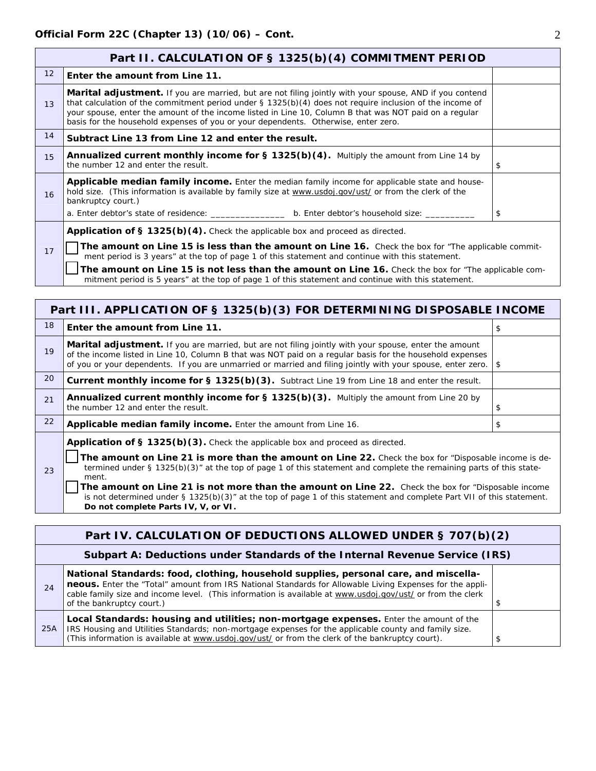**Official Form 22C (Chapter 13) (10/06) – Cont.**

| Part II. CALCULATION OF § 1325(b)(4) COMMITMENT PERIOD | | |
|---|---|---|
| 12 | **Enter the amount from Line 11.** | |
| 13 | **Marital adjustment.** If you are married, but are not filing jointly with your spouse, AND if you contend that calculation of the commitment period under § 1325(b)(4) does not require inclusion of the income of your spouse, enter the amount of the income listed in Line 10, Column B that was NOT paid on a regular basis for the household expenses of you or your dependents. Otherwise, enter zero. | |
| 14 | **Subtract Line 13 from Line 12 and enter the result.** | |
| 15 | **Annualized current monthly income for § 1325(b)(4).** Multiply the amount from Line 14 by the number 12 and enter the result. | $ |
| 16 | **Applicable median family income.** Enter the median family income for applicable state and household size. (This information is available by family size at www.usdoj.gov/ust/ or from the clerk of the bankruptcy court.)<br>a. Enter debtor's state of residence: _______________ b. Enter debtor's household size: __________ | $ |
| 17 | **Application of § 1325(b)(4).** Check the applicable box and proceed as directed.<br>☐ **The amount on Line 15 is less than the amount on Line 16.** Check the box for "The applicable commitment period is 3 years" at the top of page 1 of this statement and continue with this statement.<br>☐ **The amount on Line 15 is not less than the amount on Line 16.** Check the box for "The applicable commitment period is 5 years" at the top of page 1 of this statement and continue with this statement. | |

| Part III. APPLICATION OF § 1325(b)(3) FOR DETERMINING DISPOSABLE INCOME | | |
|---|---|---|
| 18 | **Enter the amount from Line 11.** | $ |
| 19 | **Marital adjustment.** If you are married, but are not filing jointly with your spouse, enter the amount of the income listed in Line 10, Column B that was NOT paid on a regular basis for the household expenses of you or your dependents. If you are unmarried or married and filing jointly with your spouse, enter zero. | $ |
| 20 | **Current monthly income for § 1325(b)(3).** Subtract Line 19 from Line 18 and enter the result. | |
| 21 | **Annualized current monthly income for § 1325(b)(3).** Multiply the amount from Line 20 by the number 12 and enter the result. | $ |
| 22 | **Applicable median family income.** Enter the amount from Line 16. | $ |
| 23 | **Application of § 1325(b)(3).** Check the applicable box and proceed as directed.<br>☐ **The amount on Line 21 is more than the amount on Line 22.** Check the box for "Disposable income is determined under § 1325(b)(3)" at the top of page 1 of this statement and complete the remaining parts of this statement.<br>☐ **The amount on Line 21 is not more than the amount on Line 22.** Check the box for "Disposable income is not determined under § 1325(b)(3)" at the top of page 1 of this statement and complete Part VII of this statement. **Do not complete Parts IV, V, or VI.** | |

| Part IV. CALCULATION OF DEDUCTIONS ALLOWED UNDER § 707(b)(2) | | |
|---|---|---|
| | **Subpart A: Deductions under Standards of the Internal Revenue Service (IRS)** | |
| 24 | **National Standards: food, clothing, household supplies, personal care, and miscellaneous.** Enter the "Total" amount from IRS National Standards for Allowable Living Expenses for the applicable family size and income level. (This information is available at www.usdoj.gov/ust/ or from the clerk of the bankruptcy court.) | $ |
| 25A | **Local Standards: housing and utilities; non-mortgage expenses.** Enter the amount of the IRS Housing and Utilities Standards; non-mortgage expenses for the applicable county and family size. (This information is available at www.usdoj.gov/ust/ or from the clerk of the bankruptcy court). | $ |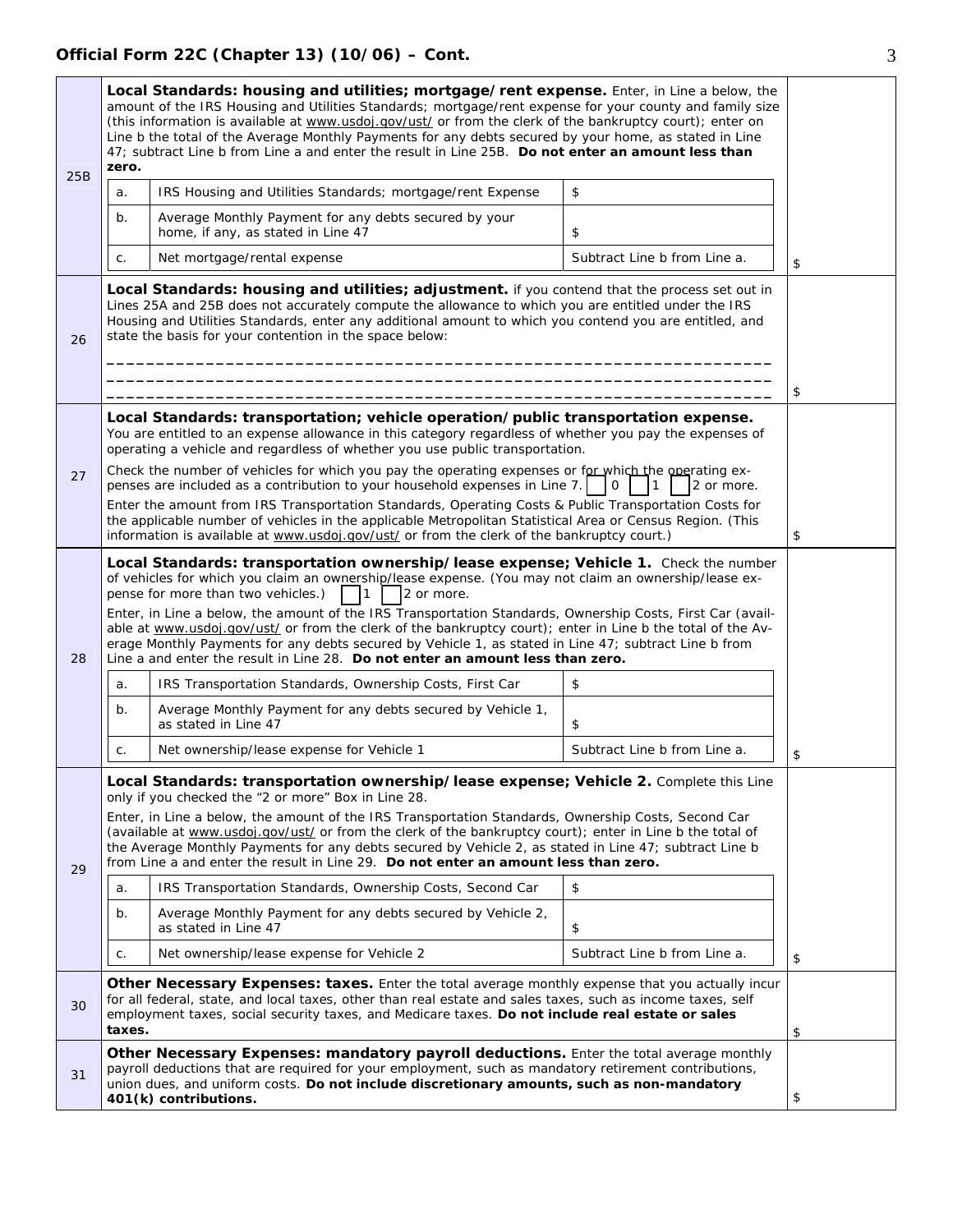**Official Form 22C (Chapter 13) (10/06) – Cont.**

| Line | Description | Amount |
|---|---|---|
| 25B | **Local Standards: housing and utilities; mortgage/rent expense.** Enter, in Line a below, the amount of the IRS Housing and Utilities Standards; mortgage/rent expense for your county and family size (this information is available at www.usdoj.gov/ust/ or from the clerk of the bankruptcy court); enter on Line b the total of the Average Monthly Payments for any debts secured by your home, as stated in Line 47; subtract Line b from Line a and enter the result in Line 25B. **Do not enter an amount less than zero.**<br><br>a. IRS Housing and Utilities Standards; mortgage/rent Expense — $<br>b. Average Monthly Payment for any debts secured by your home, if any, as stated in Line 47 — $<br>c. Net mortgage/rental expense — Subtract Line b from Line a. | $ |
| 26 | **Local Standards: housing and utilities; adjustment.** if you contend that the process set out in Lines 25A and 25B does not accurately compute the allowance to which you are entitled under the IRS Housing and Utilities Standards, enter any additional amount to which you contend you are entitled, and state the basis for your contention in the space below:<br><br>___________________________________________<br>___________________________________________<br>___________________________________________ | $ |
| 27 | **Local Standards: transportation; vehicle operation/public transportation expense.** You are entitled to an expense allowance in this category regardless of whether you pay the expenses of operating a vehicle and regardless of whether you use public transportation.<br><br>Check the number of vehicles for which you pay the operating expenses or for which the operating expenses are included as a contribution to your household expenses in Line 7. ☐ 0 ☐ 1 ☐ 2 or more.<br><br>Enter the amount from IRS Transportation Standards, Operating Costs & Public Transportation Costs for the applicable number of vehicles in the applicable Metropolitan Statistical Area or Census Region. (This information is available at www.usdoj.gov/ust/ or from the clerk of the bankruptcy court.) | $ |
| 28 | **Local Standards: transportation ownership/lease expense; Vehicle 1.** Check the number of vehicles for which you claim an ownership/lease expense. (You may not claim an ownership/lease expense for more than two vehicles.) ☐ 1 ☐ 2 or more.<br><br>Enter, in Line a below, the amount of the IRS Transportation Standards, Ownership Costs, First Car (available at www.usdoj.gov/ust/ or from the clerk of the bankruptcy court); enter in Line b the total of the Average Monthly Payments for any debts secured by Vehicle 1, as stated in Line 47; subtract Line b from Line a and enter the result in Line 28. **Do not enter an amount less than zero.**<br><br>a. IRS Transportation Standards, Ownership Costs, First Car — $<br>b. Average Monthly Payment for any debts secured by Vehicle 1, as stated in Line 47 — $<br>c. Net ownership/lease expense for Vehicle 1 — Subtract Line b from Line a. | $ |
| 29 | **Local Standards: transportation ownership/lease expense; Vehicle 2.** Complete this Line only if you checked the "2 or more" Box in Line 28.<br><br>Enter, in Line a below, the amount of the IRS Transportation Standards, Ownership Costs, Second Car (available at www.usdoj.gov/ust/ or from the clerk of the bankruptcy court); enter in Line b the total of the Average Monthly Payments for any debts secured by Vehicle 2, as stated in Line 47; subtract Line b from Line a and enter the result in Line 29. **Do not enter an amount less than zero.**<br><br>a. IRS Transportation Standards, Ownership Costs, Second Car — $<br>b. Average Monthly Payment for any debts secured by Vehicle 2, as stated in Line 47 — $<br>c. Net ownership/lease expense for Vehicle 2 — Subtract Line b from Line a. | $ |
| 30 | **Other Necessary Expenses: taxes.** Enter the total average monthly expense that you actually incur for all federal, state, and local taxes, other than real estate and sales taxes, such as income taxes, self employment taxes, social security taxes, and Medicare taxes. **Do not include real estate or sales taxes.** | $ |
| 31 | **Other Necessary Expenses: mandatory payroll deductions.** Enter the total average monthly payroll deductions that are required for your employment, such as mandatory retirement contributions, union dues, and uniform costs. **Do not include discretionary amounts, such as non-mandatory 401(k) contributions.** | $ |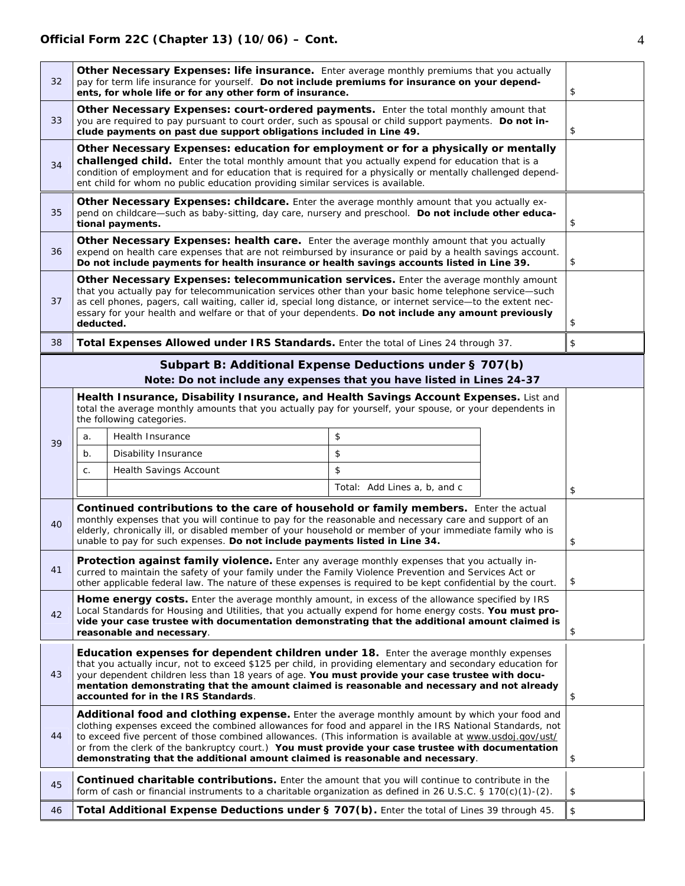| | | |
|---|---|---|
| 32 | **Other Necessary Expenses: life insurance.** Enter average monthly premiums that you actually pay for term life insurance for yourself. **Do not include premiums for insurance on your dependents, for whole life or for any other form of insurance.** | $ |
| 33 | **Other Necessary Expenses: court-ordered payments.** Enter the total monthly amount that you are required to pay pursuant to court order, such as spousal or child support payments. **Do not include payments on past due support obligations included in Line 49.** | $ |
| 34 | **Other Necessary Expenses: education for employment or for a physically or mentally challenged child.** Enter the total monthly amount that you actually expend for education that is a condition of employment and for education that is required for a physically or mentally challenged dependent child for whom no public education providing similar services is available. | |
| 35 | **Other Necessary Expenses: childcare.** Enter the average monthly amount that you actually expend on childcare—such as baby-sitting, day care, nursery and preschool. **Do not include other educational payments.** | $ |
| 36 | **Other Necessary Expenses: health care.** Enter the average monthly amount that you actually expend on health care expenses that are not reimbursed by insurance or paid by a health savings account. **Do not include payments for health insurance or health savings accounts listed in Line 39.** | $ |
| 37 | **Other Necessary Expenses: telecommunication services.** Enter the average monthly amount that you actually pay for telecommunication services other than your basic home telephone service—such as cell phones, pagers, call waiting, caller id, special long distance, or internet service—to the extent necessary for your health and welfare or that of your dependents. **Do not include any amount previously deducted.** | $ |
| 38 | **Total Expenses Allowed under IRS Standards.** Enter the total of Lines 24 through 37. | $ |

## Subpart B: Additional Expense Deductions under § 707(b)

**Note: Do not include any expenses that you have listed in Lines 24-37**

| | | |
|---|---|---|
| 39 | **Health Insurance, Disability Insurance, and Health Savings Account Expenses.** List and total the average monthly amounts that you actually pay for yourself, your spouse, or your dependents in the following categories.<br>a. Health Insurance $<br>b. Disability Insurance $<br>c. Health Savings Account $<br>Total: Add Lines a, b, and c | $ |
| 40 | **Continued contributions to the care of household or family members.** Enter the actual monthly expenses that you will continue to pay for the reasonable and necessary care and support of an elderly, chronically ill, or disabled member of your household or member of your immediate family who is unable to pay for such expenses. **Do not include payments listed in Line 34.** | $ |
| 41 | **Protection against family violence.** Enter any average monthly expenses that you actually incurred to maintain the safety of your family under the Family Violence Prevention and Services Act or other applicable federal law. The nature of these expenses is required to be kept confidential by the court. | $ |
| 42 | **Home energy costs.** Enter the average monthly amount, in excess of the allowance specified by IRS Local Standards for Housing and Utilities, that you actually expend for home energy costs. **You must provide your case trustee with documentation demonstrating that the additional amount claimed is reasonable and necessary**. | $ |
| 43 | **Education expenses for dependent children under 18.** Enter the average monthly expenses that you actually incur, not to exceed $125 per child, in providing elementary and secondary education for your dependent children less than 18 years of age. **You must provide your case trustee with documentation demonstrating that the amount claimed is reasonable and necessary and not already accounted for in the IRS Standards**. | $ |
| 44 | **Additional food and clothing expense.** Enter the average monthly amount by which your food and clothing expenses exceed the combined allowances for food and apparel in the IRS National Standards, not to exceed five percent of those combined allowances. (This information is available at www.usdoj.gov/ust/ or from the clerk of the bankruptcy court.) **You must provide your case trustee with documentation demonstrating that the additional amount claimed is reasonable and necessary**. | $ |
| 45 | **Continued charitable contributions.** Enter the amount that you will continue to contribute in the form of cash or financial instruments to a charitable organization as defined in 26 U.S.C. § 170(c)(1)-(2). | $ |
| 46 | **Total Additional Expense Deductions under § 707(b).** Enter the total of Lines 39 through 45. | $ |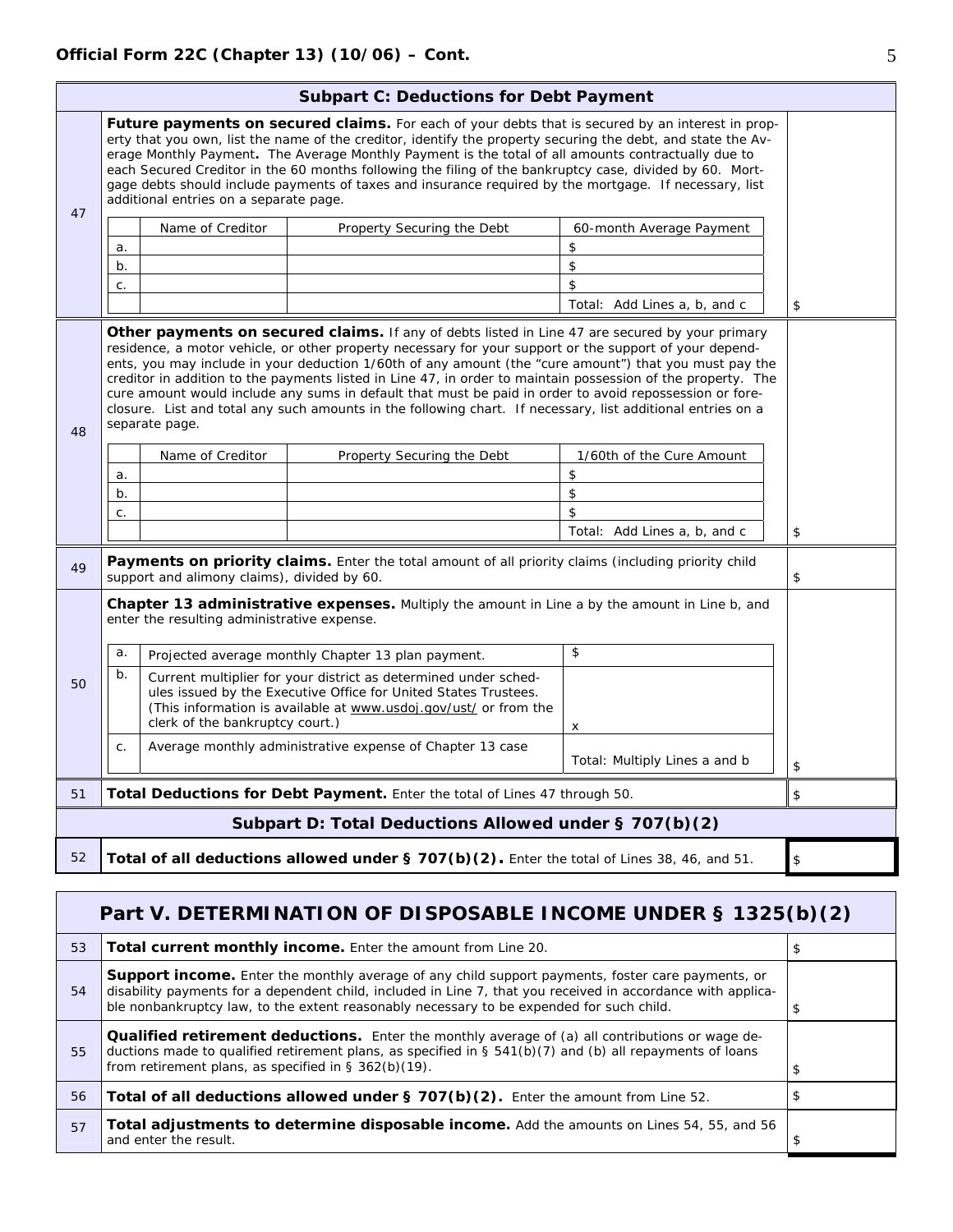| | Subpart C: Deductions for Debt Payment | |
|---|---|---|
| 47 | **Future payments on secured claims.** For each of your debts that is secured by an interest in property that you own, list the name of the creditor, identify the property securing the debt, and state the Average Monthly Payment**.** The Average Monthly Payment is the total of all amounts contractually due to each Secured Creditor in the 60 months following the filing of the bankruptcy case, divided by 60. Mortgage debts should include payments of taxes and insurance required by the mortgage. If necessary, list additional entries on a separate page.<br><br>\| \| Name of Creditor \| Property Securing the Debt \| 60-month Average Payment \|<br>\| a. \| \| \| $ \|<br>\| b. \| \| \| $ \|<br>\| c. \| \| \| $ \|<br>\| \| \| \| Total: Add Lines a, b, and c \| | $ |
| 48 | **Other payments on secured claims.** If any of debts listed in Line 47 are secured by your primary residence, a motor vehicle, or other property necessary for your support or the support of your dependents, you may include in your deduction 1/60th of any amount (the "cure amount") that you must pay the creditor in addition to the payments listed in Line 47, in order to maintain possession of the property. The cure amount would include any sums in default that must be paid in order to avoid repossession or foreclosure. List and total any such amounts in the following chart. If necessary, list additional entries on a separate page.<br><br>\| \| Name of Creditor \| Property Securing the Debt \| 1/60th of the Cure Amount \|<br>\| a. \| \| \| $ \|<br>\| b. \| \| \| $ \|<br>\| c. \| \| \| $ \|<br>\| \| \| \| Total: Add Lines a, b, and c \| | $ |
| 49 | **Payments on priority claims.** Enter the total amount of all priority claims (including priority child support and alimony claims), divided by 60. | $ |
| 50 | **Chapter 13 administrative expenses.** Multiply the amount in Line a by the amount in Line b, and enter the resulting administrative expense.<br><br>\| a. \| Projected average monthly Chapter 13 plan payment. \| $ \|<br>\| b. \| Current multiplier for your district as determined under schedules issued by the Executive Office for United States Trustees. (This information is available at www.usdoj.gov/ust/ or from the clerk of the bankruptcy court.) \| x \|<br>\| c. \| Average monthly administrative expense of Chapter 13 case \| Total: Multiply Lines a and b \| | $ |
| 51 | **Total Deductions for Debt Payment.** Enter the total of Lines 47 through 50. | $ |
| | **Subpart D: Total Deductions Allowed under § 707(b)(2)** | |
| 52 | **Total of all deductions allowed under § 707(b)(2).** Enter the total of Lines 38, 46, and 51. | $ |

| | Part V. DETERMINATION OF DISPOSABLE INCOME UNDER § 1325(b)(2) | |
|---|---|---|
| 53 | **Total current monthly income.** Enter the amount from Line 20. | $ |
| 54 | **Support income.** Enter the monthly average of any child support payments, foster care payments, or disability payments for a dependent child, included in Line 7, that you received in accordance with applicable nonbankruptcy law, to the extent reasonably necessary to be expended for such child. | $ |
| 55 | **Qualified retirement deductions.** Enter the monthly average of (a) all contributions or wage deductions made to qualified retirement plans, as specified in § 541(b)(7) and (b) all repayments of loans from retirement plans, as specified in § 362(b)(19). | $ |
| 56 | **Total of all deductions allowed under § 707(b)(2).** Enter the amount from Line 52. | $ |
| 57 | **Total adjustments to determine disposable income.** Add the amounts on Lines 54, 55, and 56 and enter the result. | $ |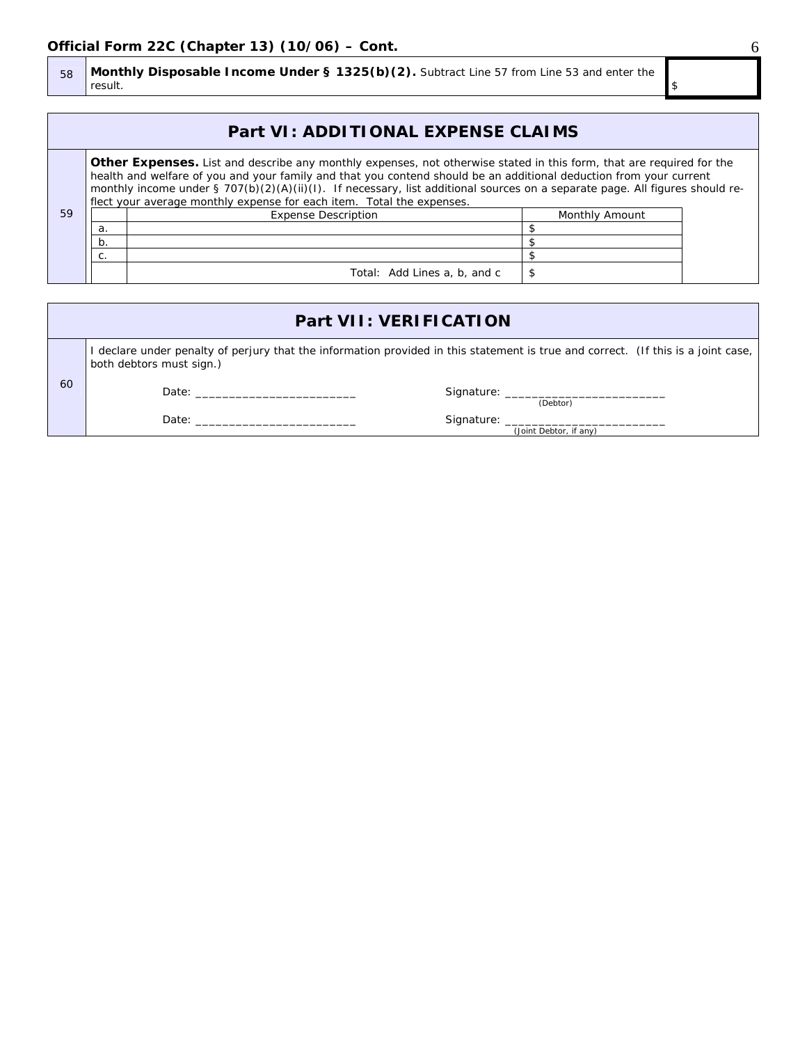| | | |
|---|---|---|
| 58 | **Monthly Disposable Income Under § 1325(b)(2).** Subtract Line 57 from Line 53 and enter the result. | $ |

## Part VI: ADDITIONAL EXPENSE CLAIMS

**59** **Other Expenses.** List and describe any monthly expenses, not otherwise stated in this form, that are required for the health and welfare of you and your family and that you contend should be an additional deduction from your current monthly income under § 707(b)(2)(A)(ii)(I). If necessary, list additional sources on a separate page. All figures should reflect your average monthly expense for each item. Total the expenses.

| | Expense Description | Monthly Amount |
|---|---|---|
| a. | | $ |
| b. | | $ |
| c. | | $ |
| | Total: Add Lines a, b, and c | $ |

## Part VII: VERIFICATION

**60** I declare under penalty of perjury that the information provided in this statement is true and correct. (If this is a joint case, both debtors must sign.)

Date: ________________________ Signature: ________________________
(Debtor)

Date: ________________________ Signature: ________________________
(Joint Debtor, if any)